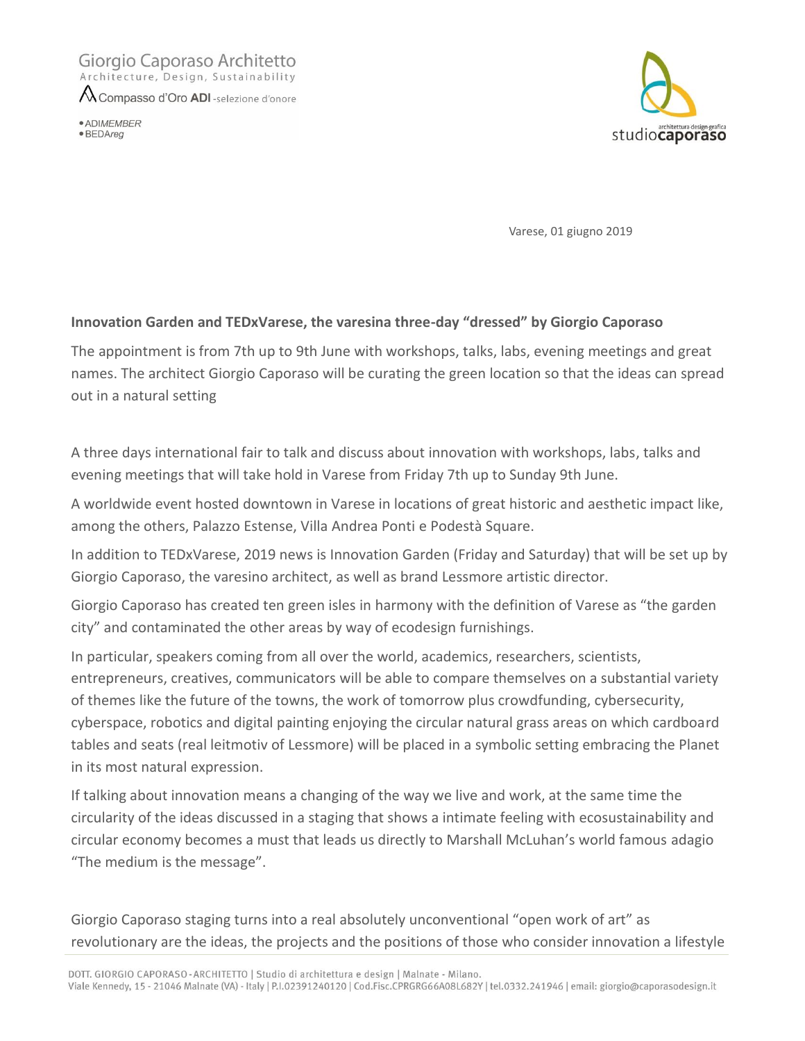Giorgio Caporaso Architetto
Architecture, Design, Sustainability
Compasso d'Oro ADI -selezione d'onore

- ADIMEMBER
- BEDAreg

studiocaporaso
architettura-design-grafica

Varese, 01 giugno 2019

**Innovation Garden and TEDxVarese, the varesina three-day "dressed" by Giorgio Caporaso**

The appointment is from 7th up to 9th June with workshops, talks, labs, evening meetings and great names. The architect Giorgio Caporaso will be curating the green location so that the ideas can spread out in a natural setting

A three days international fair to talk and discuss about innovation with workshops, labs, talks and evening meetings that will take hold in Varese from Friday 7th up to Sunday 9th June.

A worldwide event hosted downtown in Varese in locations of great historic and aesthetic impact like, among the others, Palazzo Estense, Villa Andrea Ponti e Podestà Square.

In addition to TEDxVarese, 2019 news is Innovation Garden (Friday and Saturday) that will be set up by Giorgio Caporaso, the varesino architect, as well as brand Lessmore artistic director.

Giorgio Caporaso has created ten green isles in harmony with the definition of Varese as "the garden city" and contaminated the other areas by way of ecodesign furnishings.

In particular, speakers coming from all over the world, academics, researchers, scientists, entrepreneurs, creatives, communicators will be able to compare themselves on a substantial variety of themes like the future of the towns, the work of tomorrow plus crowdfunding, cybersecurity, cyberspace, robotics and digital painting enjoying the circular natural grass areas on which cardboard tables and seats (real leitmotiv of Lessmore) will be placed in a symbolic setting embracing the Planet in its most natural expression.

If talking about innovation means a changing of the way we live and work, at the same time the circularity of the ideas discussed in a staging that shows a intimate feeling with ecosustainability and circular economy becomes a must that leads us directly to Marshall McLuhan's world famous adagio "The medium is the message".

Giorgio Caporaso staging turns into a real absolutely unconventional "open work of art" as revolutionary are the ideas, the projects and the positions of those who consider innovation a lifestyle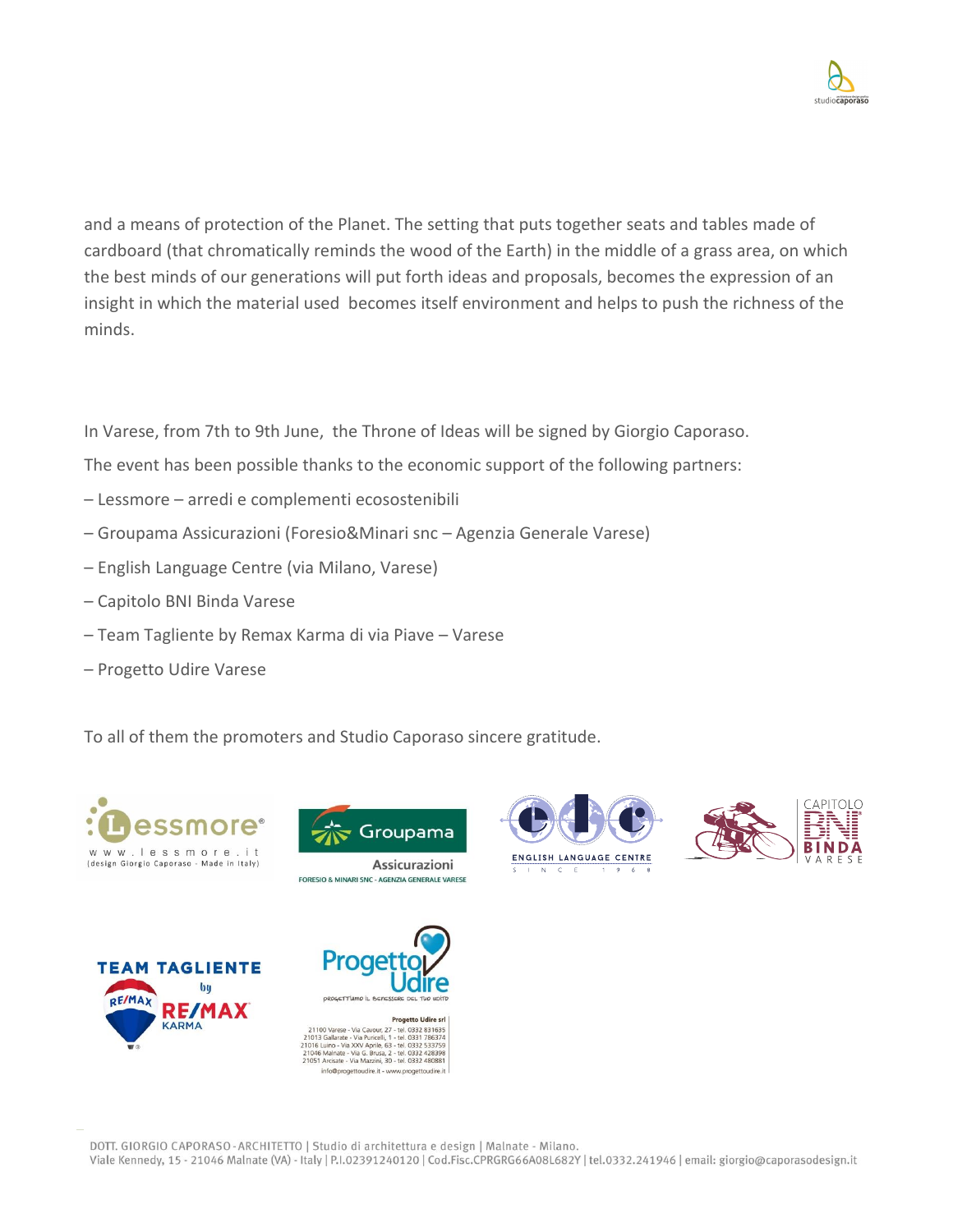and a means of protection of the Planet. The setting that puts together seats and tables made of cardboard (that chromatically reminds the wood of the Earth) in the middle of a grass area, on which the best minds of our generations will put forth ideas and proposals, becomes the expression of an insight in which the material used becomes itself environment and helps to push the richness of the minds.

In Varese, from 7th to 9th June, the Throne of Ideas will be signed by Giorgio Caporaso.

The event has been possible thanks to the economic support of the following partners:

– Lessmore – arredi e complementi ecosostenibili

– Groupama Assicurazioni (Foresio&Minari snc – Agenzia Generale Varese)

– English Language Centre (via Milano, Varese)

– Capitolo BNI Binda Varese

– Team Tagliente by Remax Karma di via Piave – Varese

– Progetto Udire Varese

To all of them the promoters and Studio Caporaso sincere gratitude.